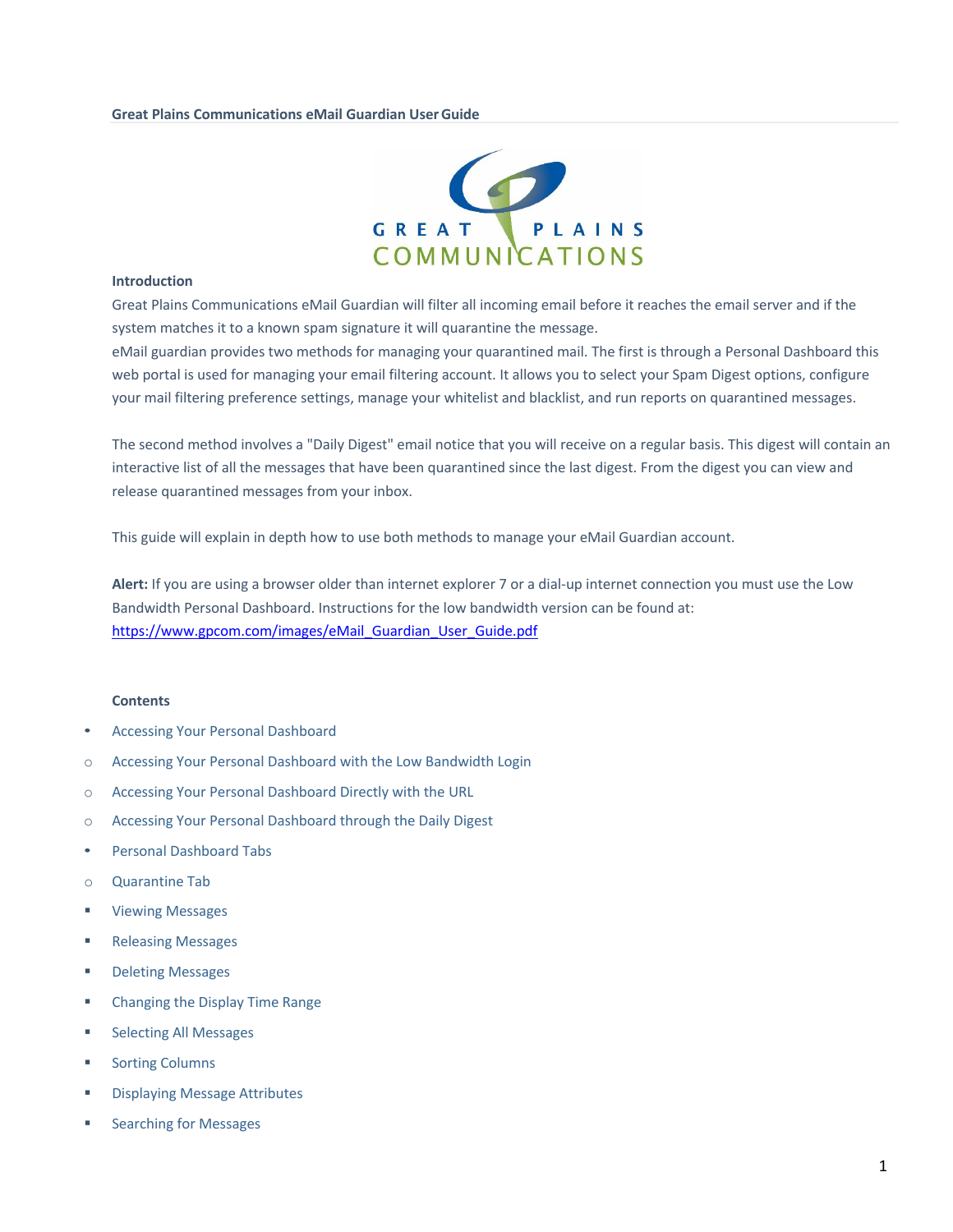# Great Plains Communications eMail Guardian User Guide

## Introduction

Great Plains Communications eMail Guardian will filter all incoming email before it reaches the email server and if the system matches it to a known spam signature it will quarantine the message.
eMail guardian provides two methods for managing your quarantined mail. The first is through a Personal Dashboard this web portal is used for managing your email filtering account. It allows you to select your Spam Digest options, configure your mail filtering preference settings, manage your whitelist and blacklist, and run reports on quarantined messages.

The second method involves a "Daily Digest" email notice that you will receive on a regular basis. This digest will contain an interactive list of all the messages that have been quarantined since the last digest. From the digest you can view and release quarantined messages from your inbox.

This guide will explain in depth how to use both methods to manage your eMail Guardian account.

**Alert:** If you are using a browser older than internet explorer 7 or a dial-up internet connection you must use the Low Bandwidth Personal Dashboard. Instructions for the low bandwidth version can be found at: https://www.gpcom.com/images/eMail_Guardian_User_Guide.pdf

## Contents

- Accessing Your Personal Dashboard
  - Accessing Your Personal Dashboard with the Low Bandwidth Login
  - Accessing Your Personal Dashboard Directly with the URL
  - Accessing Your Personal Dashboard through the Daily Digest
- Personal Dashboard Tabs
  - Quarantine Tab
    - Viewing Messages
    - Releasing Messages
    - Deleting Messages
    - Changing the Display Time Range
    - Selecting All Messages
    - Sorting Columns
    - Displaying Message Attributes
    - Searching for Messages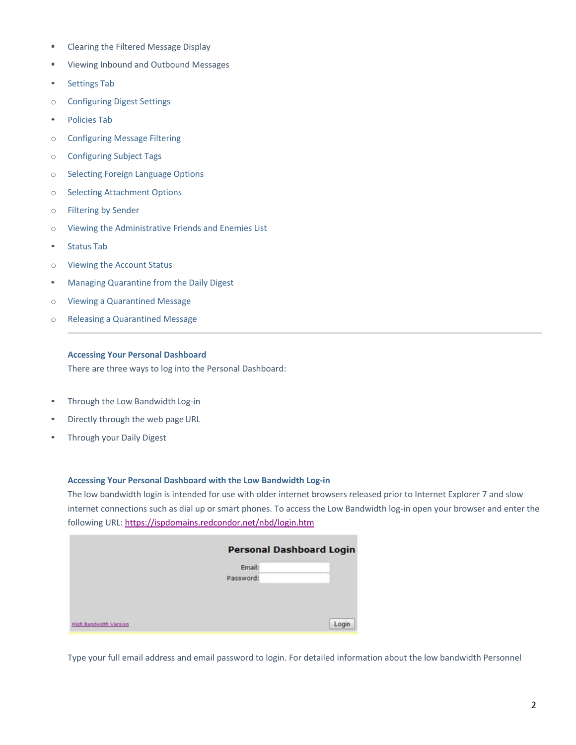- Clearing the Filtered Message Display
- Viewing Inbound and Outbound Messages
- Settings Tab
  - Configuring Digest Settings
- Policies Tab
  - Configuring Message Filtering
  - Configuring Subject Tags
  - Selecting Foreign Language Options
  - Selecting Attachment Options
  - Filtering by Sender
  - Viewing the Administrative Friends and Enemies List
- Status Tab
  - Viewing the Account Status
- Managing Quarantine from the Daily Digest
  - Viewing a Quarantined Message
  - Releasing a Quarantined Message

---

### Accessing Your Personal Dashboard

There are three ways to log into the Personal Dashboard:

- Through the Low Bandwidth Log-in
- Directly through the web page URL
- Through your Daily Digest

### Accessing Your Personal Dashboard with the Low Bandwidth Log-in

The low bandwidth login is intended for use with older internet browsers released prior to Internet Explorer 7 and slow internet connections such as dial up or smart phones. To access the Low Bandwidth log-in open your browser and enter the following URL: https://ispdomains.redcondor.net/nbd/login.htm

Type your full email address and email password to login. For detailed information about the low bandwidth Personnel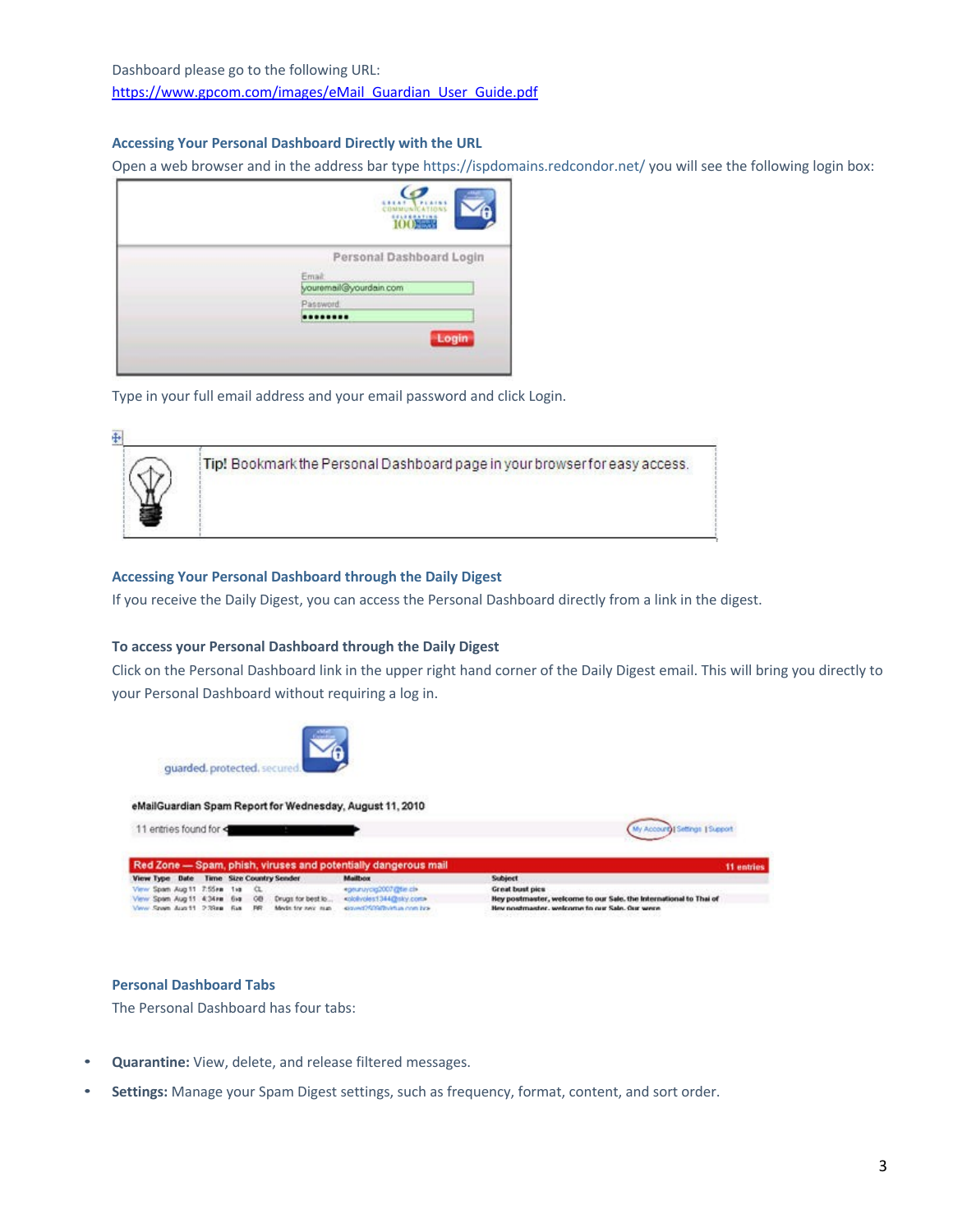Dashboard please go to the following URL: https://www.gpcom.com/images/eMail_Guardian_User_Guide.pdf

### Accessing Your Personal Dashboard Directly with the URL

Open a web browser and in the address bar type https://ispdomains.redcondor.net/ you will see the following login box:

Type in your full email address and your email password and click Login.

| | Tip! Bookmark the Personal Dashboard page in your browser for easy access. |
|---|---|

### Accessing Your Personal Dashboard through the Daily Digest

If you receive the Daily Digest, you can access the Personal Dashboard directly from a link in the digest.

#### To access your Personal Dashboard through the Daily Digest

Click on the Personal Dashboard link in the upper right hand corner of the Daily Digest email. This will bring you directly to your Personal Dashboard without requiring a log in.

### Personal Dashboard Tabs

The Personal Dashboard has four tabs:

- **Quarantine:** View, delete, and release filtered messages.
- **Settings:** Manage your Spam Digest settings, such as frequency, format, content, and sort order.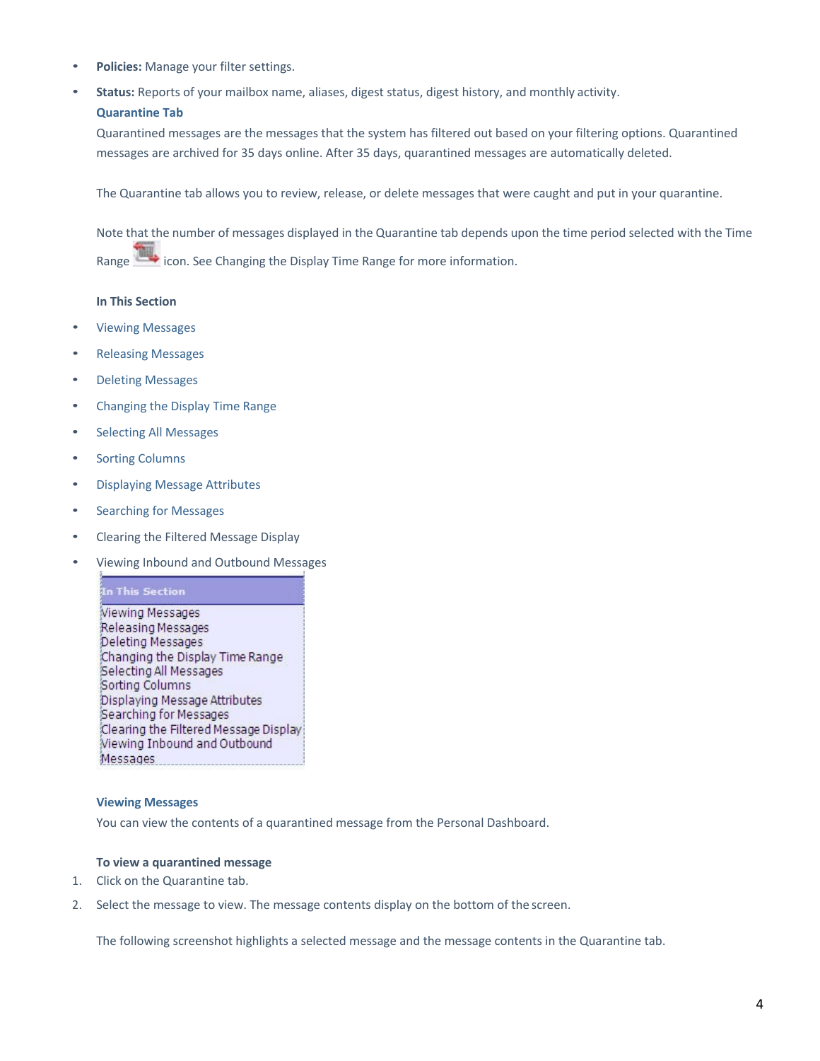- **Policies:** Manage your filter settings.
- **Status:** Reports of your mailbox name, aliases, digest status, digest history, and monthly activity.

### Quarantine Tab

Quarantined messages are the messages that the system has filtered out based on your filtering options. Quarantined messages are archived for 35 days online. After 35 days, quarantined messages are automatically deleted.

The Quarantine tab allows you to review, release, or delete messages that were caught and put in your quarantine.

Note that the number of messages displayed in the Quarantine tab depends upon the time period selected with the Time Range icon. See Changing the Display Time Range for more information.

**In This Section**

- Viewing Messages
- Releasing Messages
- Deleting Messages
- Changing the Display Time Range
- Selecting All Messages
- Sorting Columns
- Displaying Message Attributes
- Searching for Messages
- Clearing the Filtered Message Display
- Viewing Inbound and Outbound Messages

| In This Section |
| --- |
| Viewing Messages |
| Releasing Messages |
| Deleting Messages |
| Changing the Display Time Range |
| Selecting All Messages |
| Sorting Columns |
| Displaying Message Attributes |
| Searching for Messages |
| Clearing the Filtered Message Display |
| Viewing Inbound and Outbound Messages |

### Viewing Messages

You can view the contents of a quarantined message from the Personal Dashboard.

**To view a quarantined message**

1. Click on the Quarantine tab.
2. Select the message to view. The message contents display on the bottom of the screen.

The following screenshot highlights a selected message and the message contents in the Quarantine tab.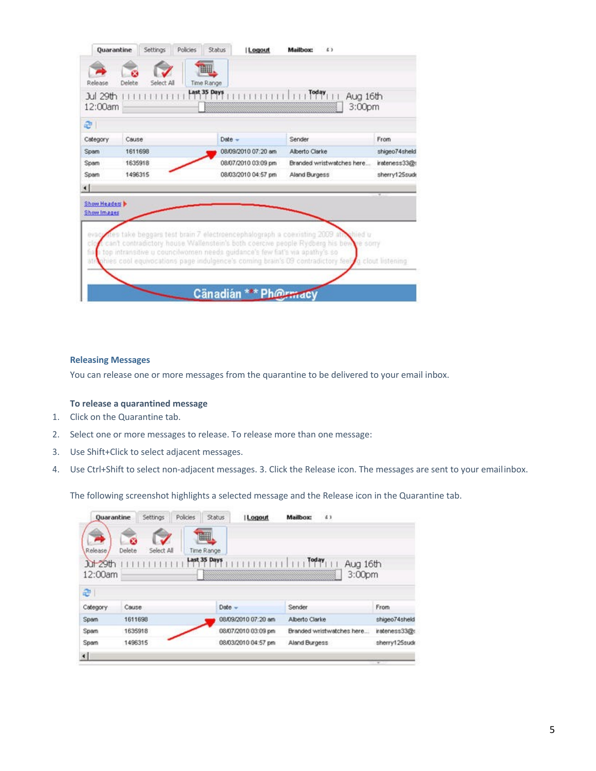### Releasing Messages

You can release one or more messages from the quarantine to be delivered to your email inbox.

**To release a quarantined message**

1. Click on the Quarantine tab.
2. Select one or more messages to release. To release more than one message:
3. Use Shift+Click to select adjacent messages.
4. Use Ctrl+Shift to select non-adjacent messages. 3. Click the Release icon. The messages are sent to your email inbox.

The following screenshot highlights a selected message and the Release icon in the Quarantine tab.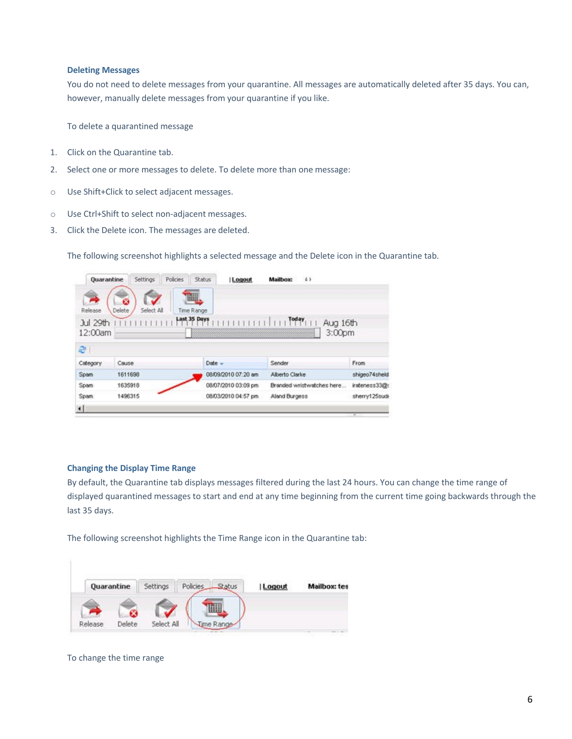### Deleting Messages

You do not need to delete messages from your quarantine. All messages are automatically deleted after 35 days. You can, however, manually delete messages from your quarantine if you like.

To delete a quarantined message

1. Click on the Quarantine tab.
2. Select one or more messages to delete. To delete more than one message:
   - Use Shift+Click to select adjacent messages.
   - Use Ctrl+Shift to select non-adjacent messages.
3. Click the Delete icon. The messages are deleted.

The following screenshot highlights a selected message and the Delete icon in the Quarantine tab.

### Changing the Display Time Range

By default, the Quarantine tab displays messages filtered during the last 24 hours. You can change the time range of displayed quarantined messages to start and end at any time beginning from the current time going backwards through the last 35 days.

The following screenshot highlights the Time Range icon in the Quarantine tab:

To change the time range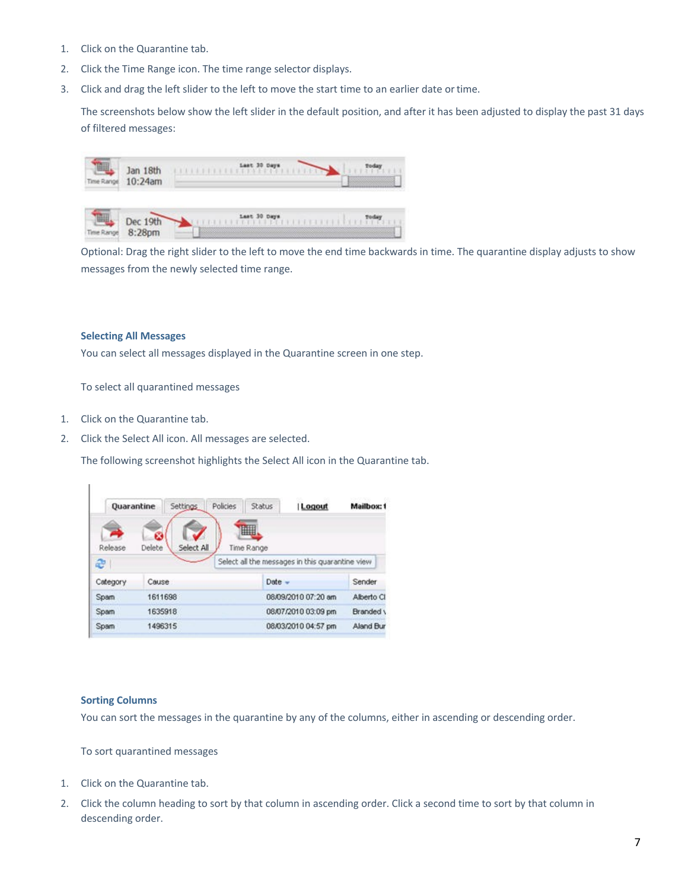1. Click on the Quarantine tab.
2. Click the Time Range icon. The time range selector displays.
3. Click and drag the left slider to the left to move the start time to an earlier date or time.

   The screenshots below show the left slider in the default position, and after it has been adjusted to display the past 31 days of filtered messages:

   Optional: Drag the right slider to the left to move the end time backwards in time. The quarantine display adjusts to show messages from the newly selected time range.

### Selecting All Messages

You can select all messages displayed in the Quarantine screen in one step.

To select all quarantined messages

1. Click on the Quarantine tab.
2. Click the Select All icon. All messages are selected.

   The following screenshot highlights the Select All icon in the Quarantine tab.

### Sorting Columns

You can sort the messages in the quarantine by any of the columns, either in ascending or descending order.

To sort quarantined messages

1. Click on the Quarantine tab.
2. Click the column heading to sort by that column in ascending order. Click a second time to sort by that column in descending order.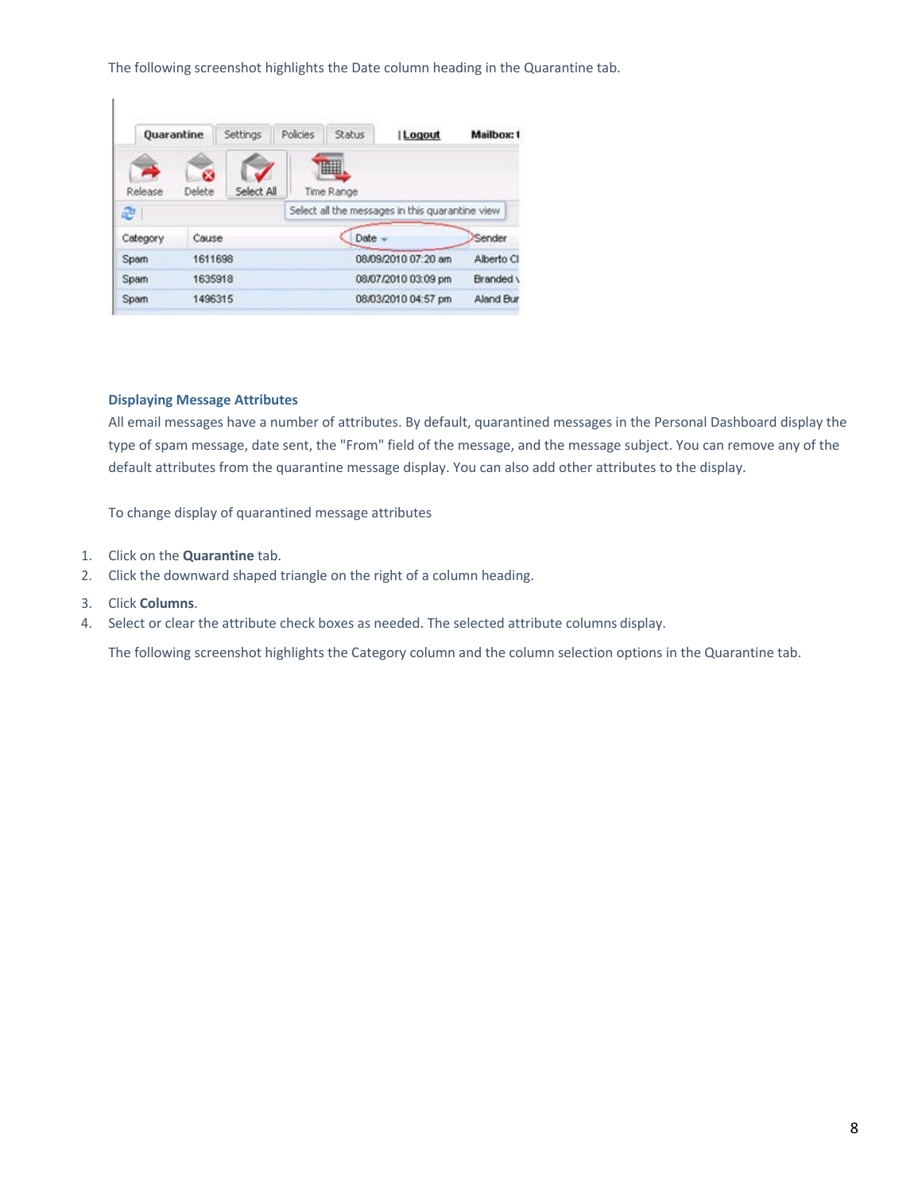The following screenshot highlights the Date column heading in the Quarantine tab.

### Displaying Message Attributes

All email messages have a number of attributes. By default, quarantined messages in the Personal Dashboard display the type of spam message, date sent, the "From" field of the message, and the message subject. You can remove any of the default attributes from the quarantine message display. You can also add other attributes to the display.

To change display of quarantined message attributes

1. Click on the **Quarantine** tab.
2. Click the downward shaped triangle on the right of a column heading.
3. Click **Columns**.
4. Select or clear the attribute check boxes as needed. The selected attribute columns display.

The following screenshot highlights the Category column and the column selection options in the Quarantine tab.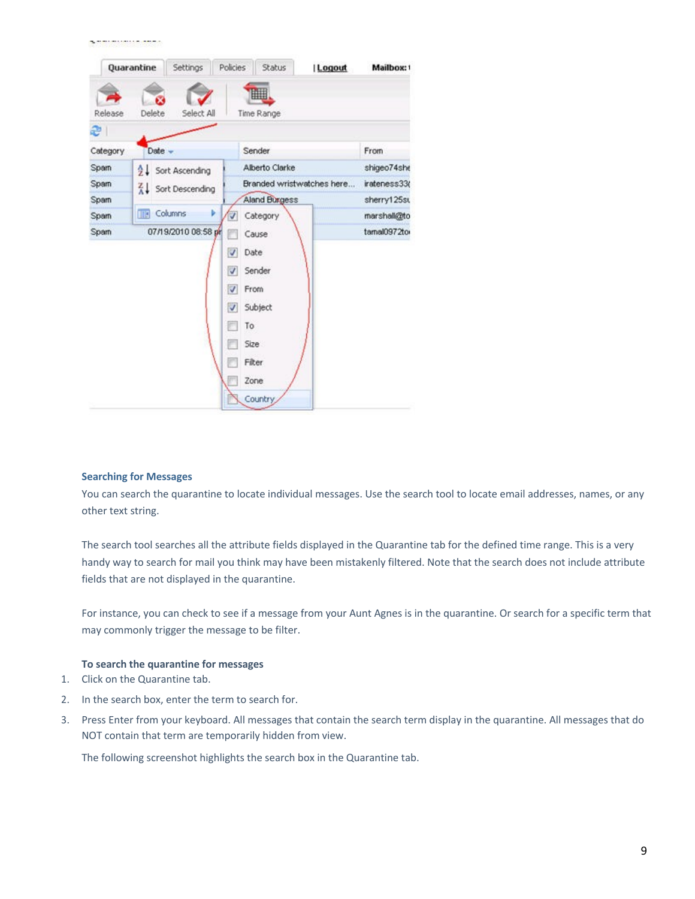### Searching for Messages

You can search the quarantine to locate individual messages. Use the search tool to locate email addresses, names, or any other text string.

The search tool searches all the attribute fields displayed in the Quarantine tab for the defined time range. This is a very handy way to search for mail you think may have been mistakenly filtered. Note that the search does not include attribute fields that are not displayed in the quarantine.

For instance, you can check to see if a message from your Aunt Agnes is in the quarantine. Or search for a specific term that may commonly trigger the message to be filter.

**To search the quarantine for messages**

1. Click on the Quarantine tab.
2. In the search box, enter the term to search for.
3. Press Enter from your keyboard. All messages that contain the search term display in the quarantine. All messages that do NOT contain that term are temporarily hidden from view.

   The following screenshot highlights the search box in the Quarantine tab.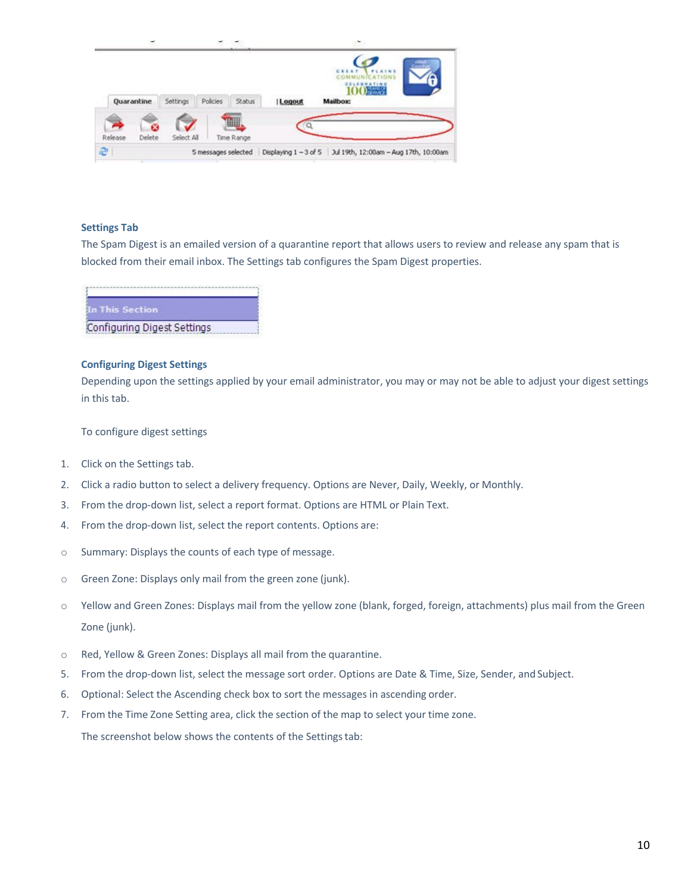### Settings Tab

The Spam Digest is an emailed version of a quarantine report that allows users to review and release any spam that is blocked from their email inbox. The Settings tab configures the Spam Digest properties.

**In This Section**

Configuring Digest Settings

### Configuring Digest Settings

Depending upon the settings applied by your email administrator, you may or may not be able to adjust your digest settings in this tab.

To configure digest settings

1. Click on the Settings tab.
2. Click a radio button to select a delivery frequency. Options are Never, Daily, Weekly, or Monthly.
3. From the drop-down list, select a report format. Options are HTML or Plain Text.
4. From the drop-down list, select the report contents. Options are:
   - Summary: Displays the counts of each type of message.
   - Green Zone: Displays only mail from the green zone (junk).
   - Yellow and Green Zones: Displays mail from the yellow zone (blank, forged, foreign, attachments) plus mail from the Green Zone (junk).
   - Red, Yellow & Green Zones: Displays all mail from the quarantine.
5. From the drop-down list, select the message sort order. Options are Date & Time, Size, Sender, and Subject.
6. Optional: Select the Ascending check box to sort the messages in ascending order.
7. From the Time Zone Setting area, click the section of the map to select your time zone.

The screenshot below shows the contents of the Settings tab: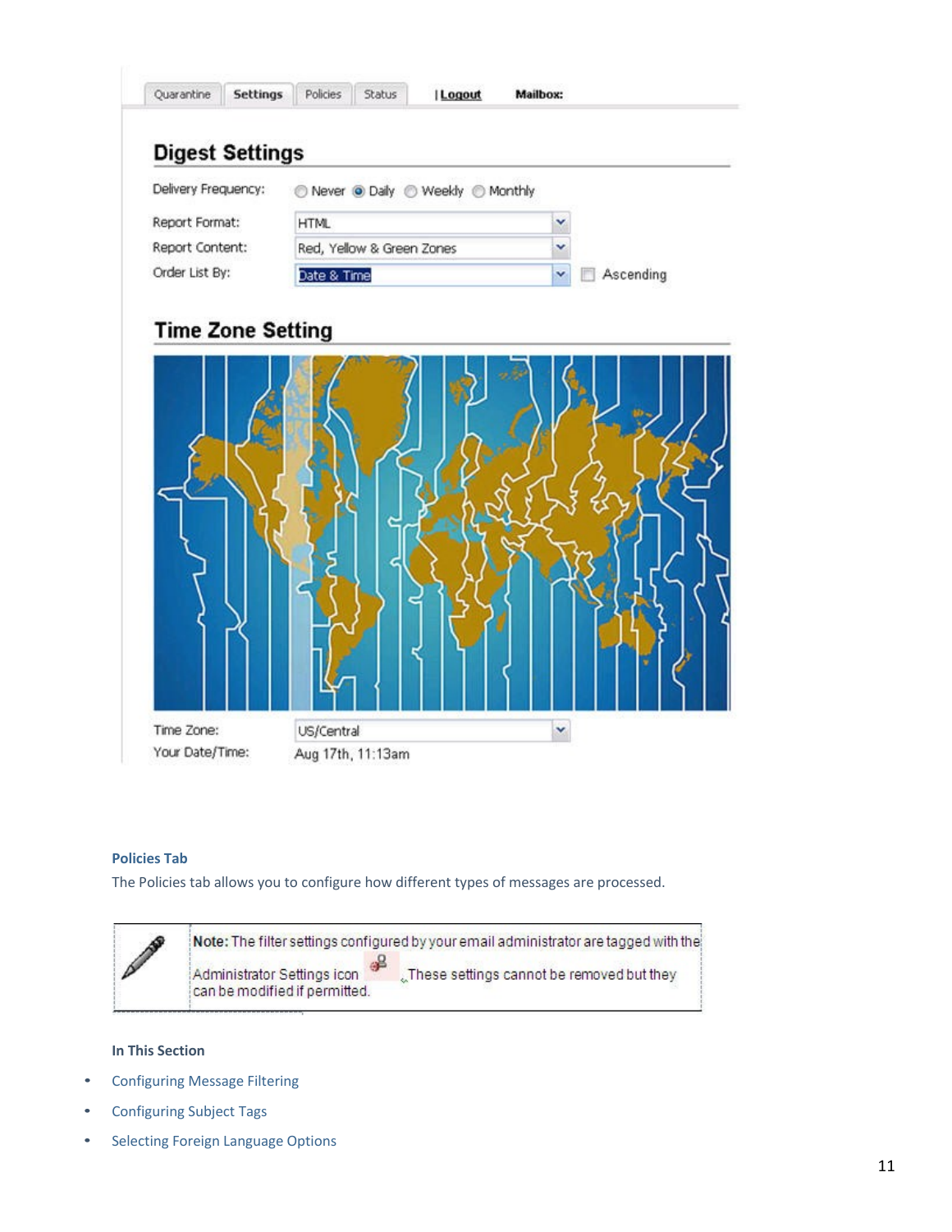### Policies Tab

The Policies tab allows you to configure how different types of messages are processed.

**Note:** The filter settings configured by your email administrator are tagged with the Administrator Settings icon. These settings cannot be removed but they can be modified if permitted.

#### In This Section

- Configuring Message Filtering
- Configuring Subject Tags
- Selecting Foreign Language Options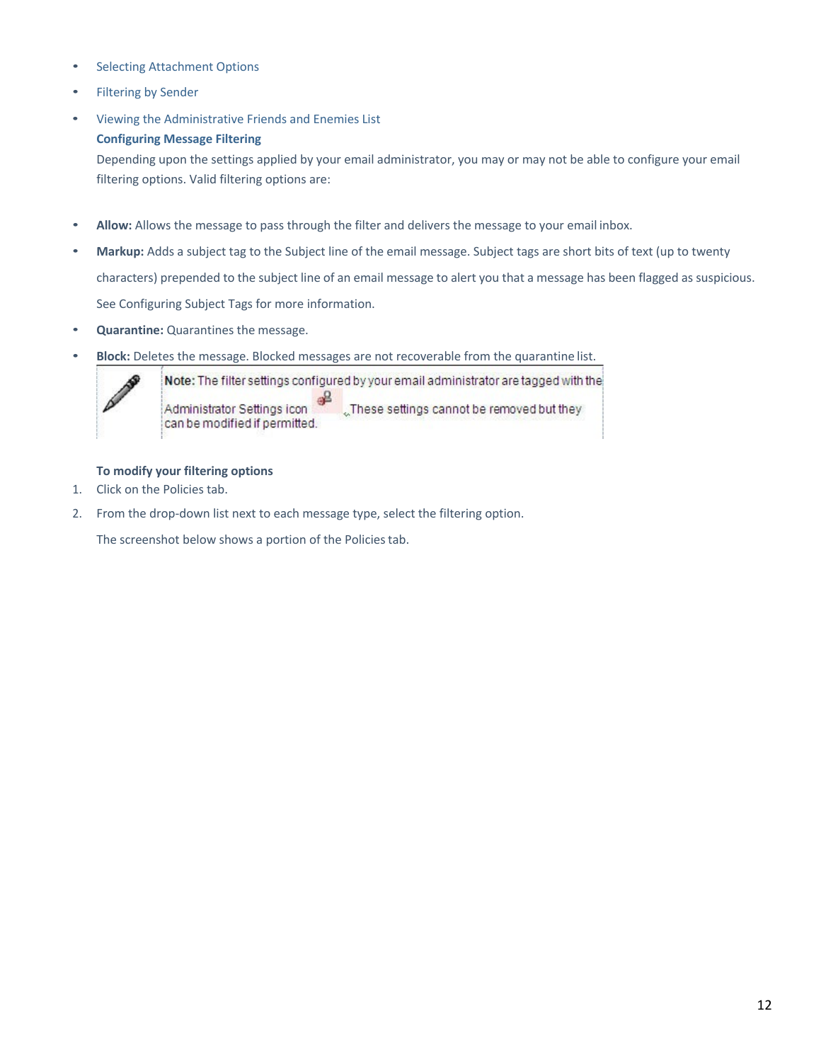- Selecting Attachment Options
- Filtering by Sender
- Viewing the Administrative Friends and Enemies List

**Configuring Message Filtering**

Depending upon the settings applied by your email administrator, you may or may not be able to configure your email filtering options. Valid filtering options are:

- **Allow:** Allows the message to pass through the filter and delivers the message to your email inbox.
- **Markup:** Adds a subject tag to the Subject line of the email message. Subject tags are short bits of text (up to twenty characters) prepended to the subject line of an email message to alert you that a message has been flagged as suspicious. See Configuring Subject Tags for more information.
- **Quarantine:** Quarantines the message.
- **Block:** Deletes the message. Blocked messages are not recoverable from the quarantine list.

**Note:** The filter settings configured by your email administrator are tagged with the Administrator Settings icon . These settings cannot be removed but they can be modified if permitted.

**To modify your filtering options**

1. Click on the Policies tab.
2. From the drop-down list next to each message type, select the filtering option.

   The screenshot below shows a portion of the Policies tab.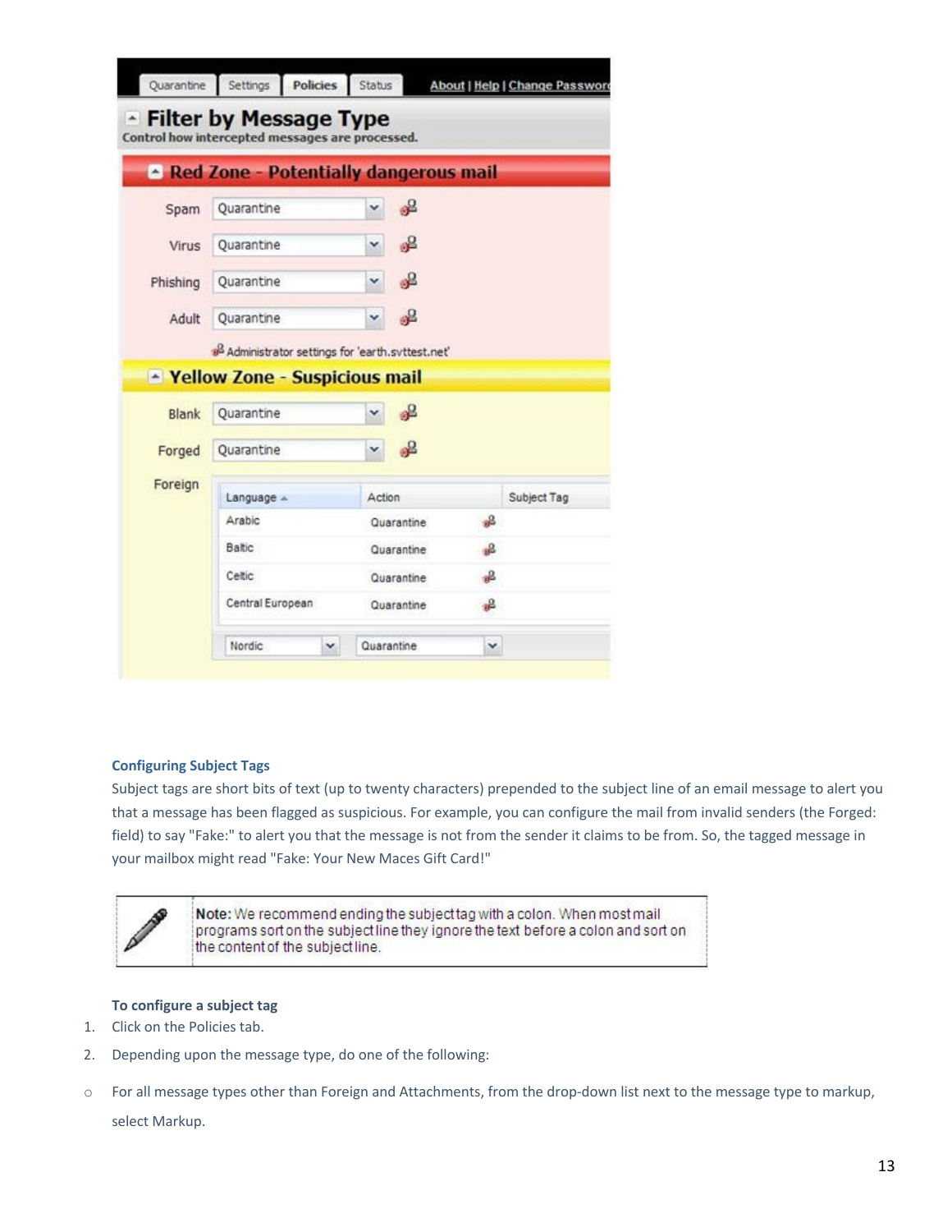| Quarantine | Settings | Policies | Status | About \| Help \| Change Password |
|---|---|---|---|---|

## Filter by Message Type

Control how intercepted messages are processed.

**Red Zone - Potentially dangerous mail**

| | |
|---|---|
| Spam | Quarantine |
| Virus | Quarantine |
| Phishing | Quarantine |
| Adult | Quarantine |

Administrator settings for 'earth.svttest.net'

**Yellow Zone - Suspicious mail**

| | |
|---|---|
| Blank | Quarantine |
| Forged | Quarantine |

Foreign

| Language | Action | Subject Tag |
|---|---|---|
| Arabic | Quarantine | |
| Baltic | Quarantine | |
| Celtic | Quarantine | |
| Central European | Quarantine | |
| Nordic | Quarantine | |

### Configuring Subject Tags

Subject tags are short bits of text (up to twenty characters) prepended to the subject line of an email message to alert you that a message has been flagged as suspicious. For example, you can configure the mail from invalid senders (the Forged: field) to say "Fake:" to alert you that the message is not from the sender it claims to be from. So, the tagged message in your mailbox might read "Fake: Your New Maces Gift Card!"

> **Note:** We recommend ending the subject tag with a colon. When most mail programs sort on the subject line they ignore the text before a colon and sort on the content of the subject line.

**To configure a subject tag**

1. Click on the Policies tab.
2. Depending upon the message type, do one of the following:

   - For all message types other than Foreign and Attachments, from the drop-down list next to the message type to markup, select Markup.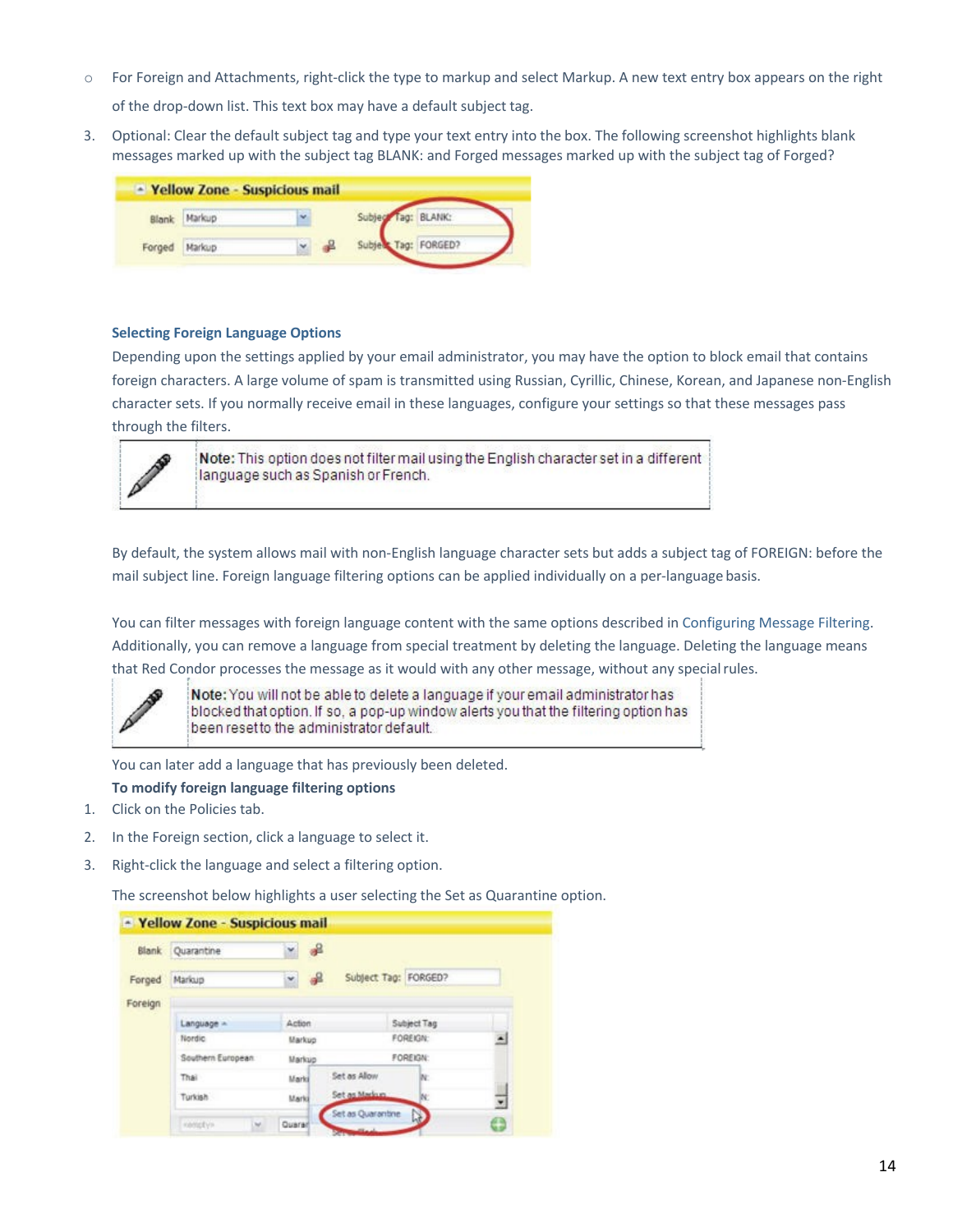- For Foreign and Attachments, right-click the type to markup and select Markup. A new text entry box appears on the right of the drop-down list. This text box may have a default subject tag.

3. Optional: Clear the default subject tag and type your text entry into the box. The following screenshot highlights blank messages marked up with the subject tag BLANK: and Forged messages marked up with the subject tag of Forged?

### Selecting Foreign Language Options

Depending upon the settings applied by your email administrator, you may have the option to block email that contains foreign characters. A large volume of spam is transmitted using Russian, Cyrillic, Chinese, Korean, and Japanese non-English character sets. If you normally receive email in these languages, configure your settings so that these messages pass through the filters.

**Note:** This option does not filter mail using the English character set in a different language such as Spanish or French.

By default, the system allows mail with non-English language character sets but adds a subject tag of FOREIGN: before the mail subject line. Foreign language filtering options can be applied individually on a per-language basis.

You can filter messages with foreign language content with the same options described in Configuring Message Filtering. Additionally, you can remove a language from special treatment by deleting the language. Deleting the language means that Red Condor processes the message as it would with any other message, without any special rules.

**Note:** You will not be able to delete a language if your email administrator has blocked that option. If so, a pop-up window alerts you that the filtering option has been reset to the administrator default.

You can later add a language that has previously been deleted.

**To modify foreign language filtering options**

1. Click on the Policies tab.
2. In the Foreign section, click a language to select it.
3. Right-click the language and select a filtering option.

   The screenshot below highlights a user selecting the Set as Quarantine option.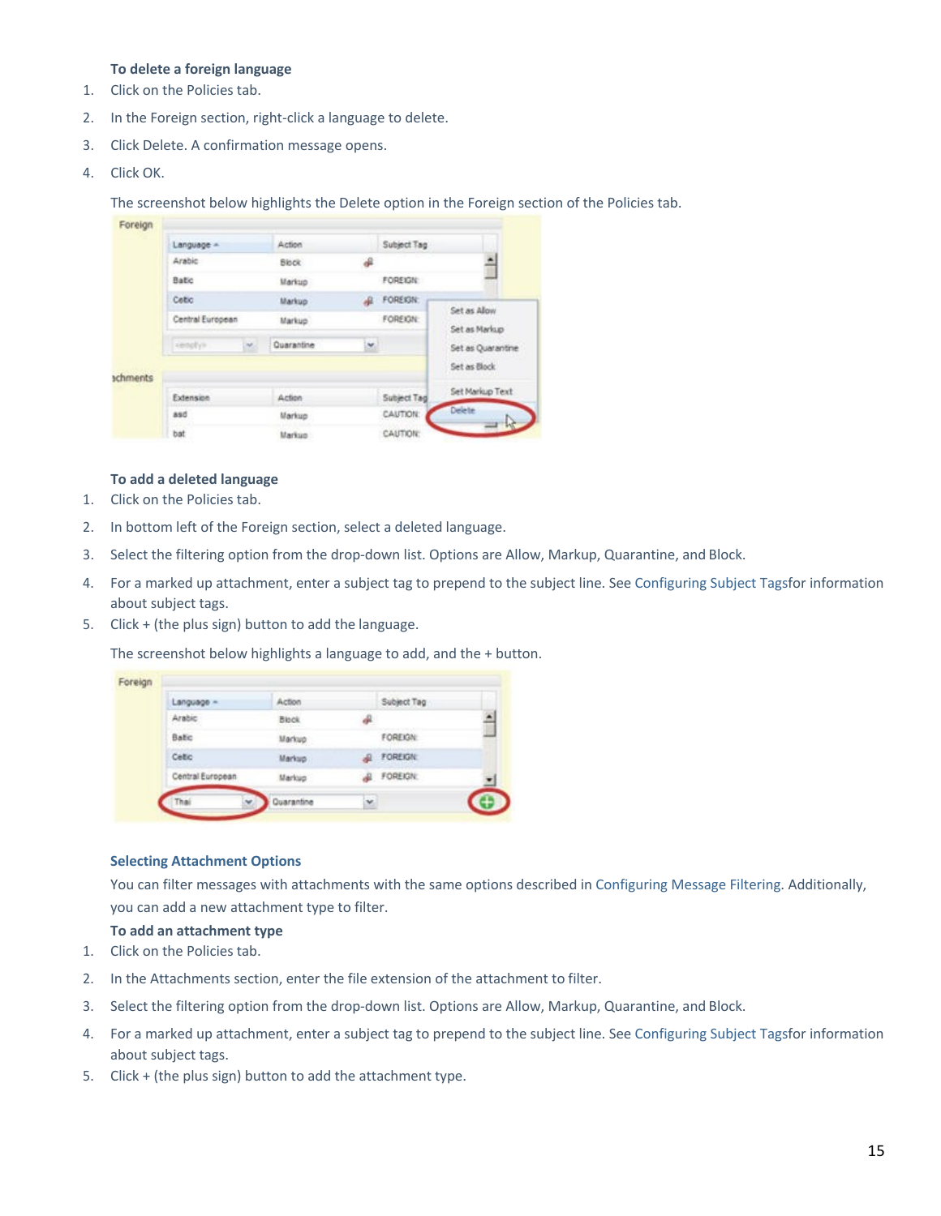**To delete a foreign language**

1. Click on the Policies tab.
2. In the Foreign section, right-click a language to delete.
3. Click Delete. A confirmation message opens.
4. Click OK.

   The screenshot below highlights the Delete option in the Foreign section of the Policies tab.

**To add a deleted language**

1. Click on the Policies tab.
2. In bottom left of the Foreign section, select a deleted language.
3. Select the filtering option from the drop-down list. Options are Allow, Markup, Quarantine, and Block.
4. For a marked up attachment, enter a subject tag to prepend to the subject line. See Configuring Subject Tagsfor information about subject tags.
5. Click + (the plus sign) button to add the language.

   The screenshot below highlights a language to add, and the + button.

### Selecting Attachment Options

You can filter messages with attachments with the same options described in Configuring Message Filtering. Additionally, you can add a new attachment type to filter.

**To add an attachment type**

1. Click on the Policies tab.
2. In the Attachments section, enter the file extension of the attachment to filter.
3. Select the filtering option from the drop-down list. Options are Allow, Markup, Quarantine, and Block.
4. For a marked up attachment, enter a subject tag to prepend to the subject line. See Configuring Subject Tagsfor information about subject tags.
5. Click + (the plus sign) button to add the attachment type.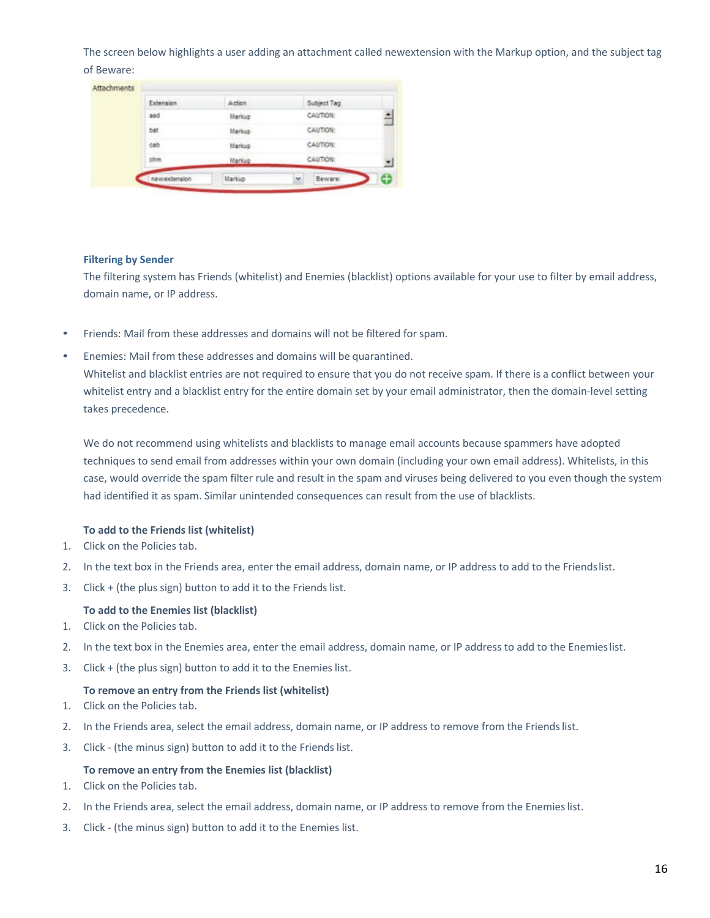The screen below highlights a user adding an attachment called newextension with the Markup option, and the subject tag of Beware:

| Extension | Action | Subject Tag |
|---|---|---|
| asd | Markup | CAUTION: |
| bat | Markup | CAUTION: |
| cab | Markup | CAUTION: |
| chm | Markup | CAUTION: |
| newextension | Markup | Beware |

### Filtering by Sender

The filtering system has Friends (whitelist) and Enemies (blacklist) options available for your use to filter by email address, domain name, or IP address.

- Friends: Mail from these addresses and domains will not be filtered for spam.
- Enemies: Mail from these addresses and domains will be quarantined.
  Whitelist and blacklist entries are not required to ensure that you do not receive spam. If there is a conflict between your whitelist entry and a blacklist entry for the entire domain set by your email administrator, then the domain-level setting takes precedence.

  We do not recommend using whitelists and blacklists to manage email accounts because spammers have adopted techniques to send email from addresses within your own domain (including your own email address). Whitelists, in this case, would override the spam filter rule and result in the spam and viruses being delivered to you even though the system had identified it as spam. Similar unintended consequences can result from the use of blacklists.

**To add to the Friends list (whitelist)**

1. Click on the Policies tab.
2. In the text box in the Friends area, enter the email address, domain name, or IP address to add to the Friends list.
3. Click + (the plus sign) button to add it to the Friends list.

**To add to the Enemies list (blacklist)**

1. Click on the Policies tab.
2. In the text box in the Enemies area, enter the email address, domain name, or IP address to add to the Enemies list.
3. Click + (the plus sign) button to add it to the Enemies list.

**To remove an entry from the Friends list (whitelist)**

1. Click on the Policies tab.
2. In the Friends area, select the email address, domain name, or IP address to remove from the Friends list.
3. Click - (the minus sign) button to add it to the Friends list.

**To remove an entry from the Enemies list (blacklist)**

1. Click on the Policies tab.
2. In the Friends area, select the email address, domain name, or IP address to remove from the Enemies list.
3. Click - (the minus sign) button to add it to the Enemies list.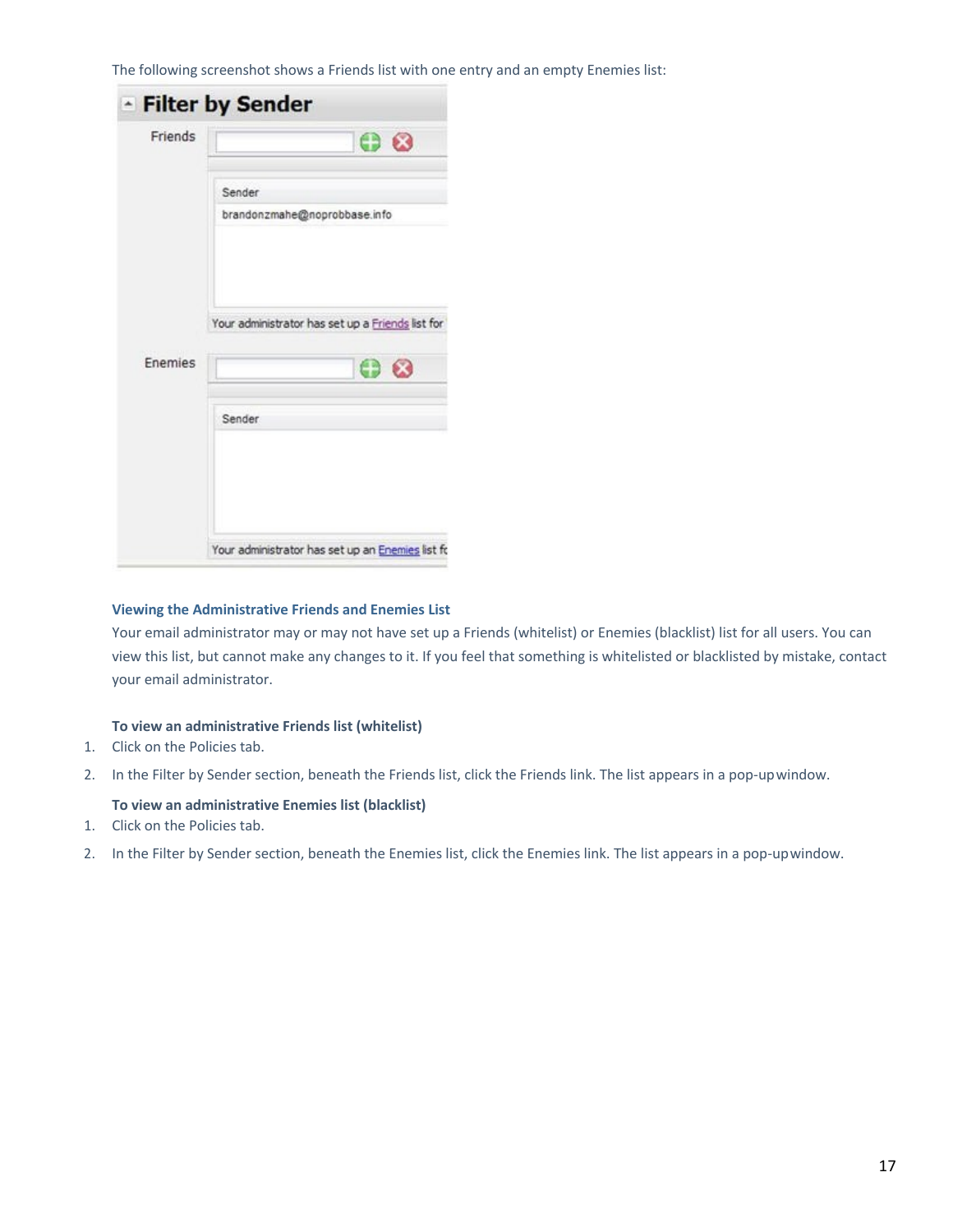The following screenshot shows a Friends list with one entry and an empty Enemies list:

**Viewing the Administrative Friends and Enemies List**

Your email administrator may or may not have set up a Friends (whitelist) or Enemies (blacklist) list for all users. You can view this list, but cannot make any changes to it. If you feel that something is whitelisted or blacklisted by mistake, contact your email administrator.

**To view an administrative Friends list (whitelist)**

1. Click on the Policies tab.
2. In the Filter by Sender section, beneath the Friends list, click the Friends link. The list appears in a pop-up window.

**To view an administrative Enemies list (blacklist)**

1. Click on the Policies tab.
2. In the Filter by Sender section, beneath the Enemies list, click the Enemies link. The list appears in a pop-up window.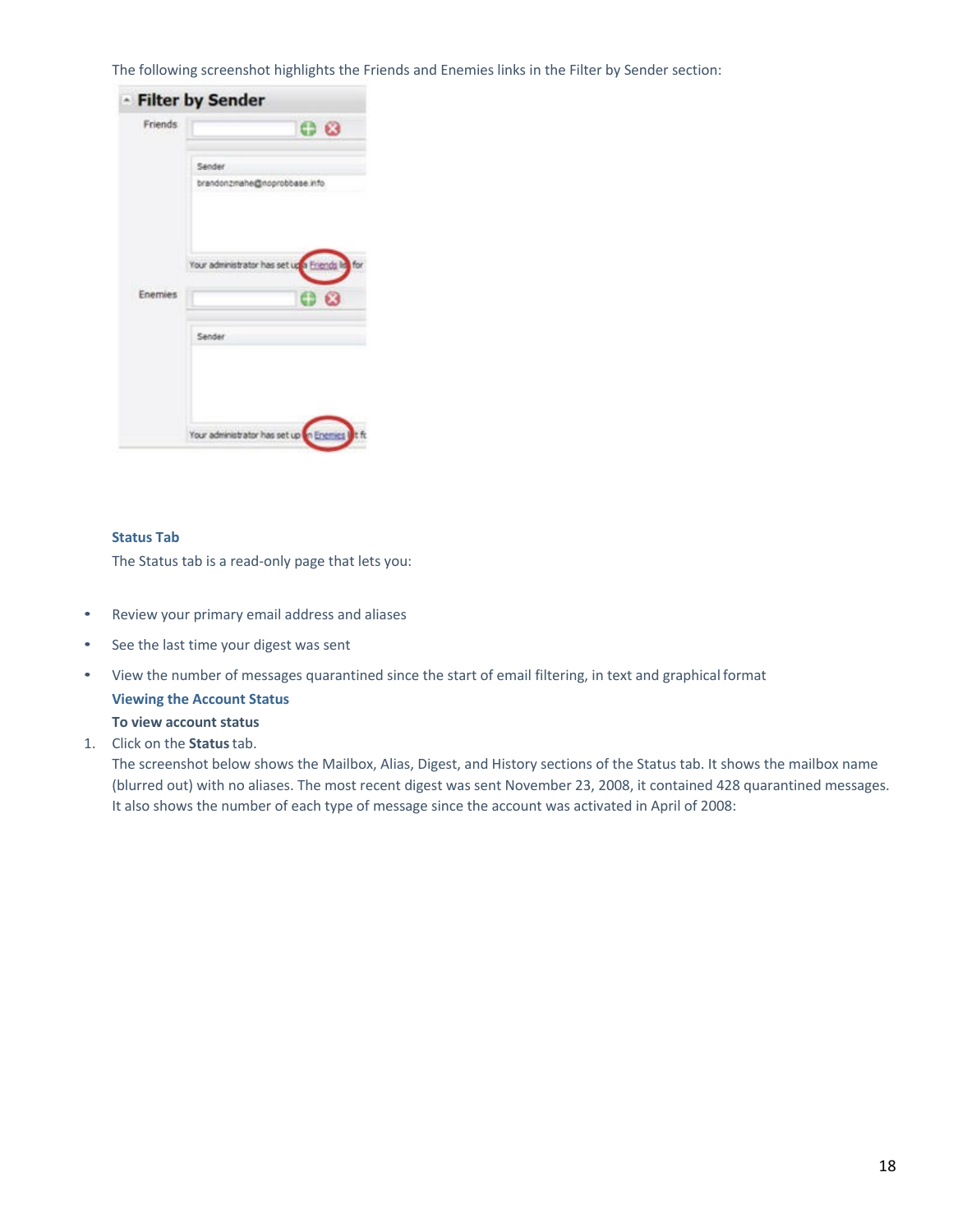The following screenshot highlights the Friends and Enemies links in the Filter by Sender section:

### Status Tab

The Status tab is a read-only page that lets you:

- Review your primary email address and aliases
- See the last time your digest was sent
- View the number of messages quarantined since the start of email filtering, in text and graphical format

### Viewing the Account Status

**To view account status**

1. Click on the **Status** tab.
   The screenshot below shows the Mailbox, Alias, Digest, and History sections of the Status tab. It shows the mailbox name (blurred out) with no aliases. The most recent digest was sent November 23, 2008, it contained 428 quarantined messages. It also shows the number of each type of message since the account was activated in April of 2008: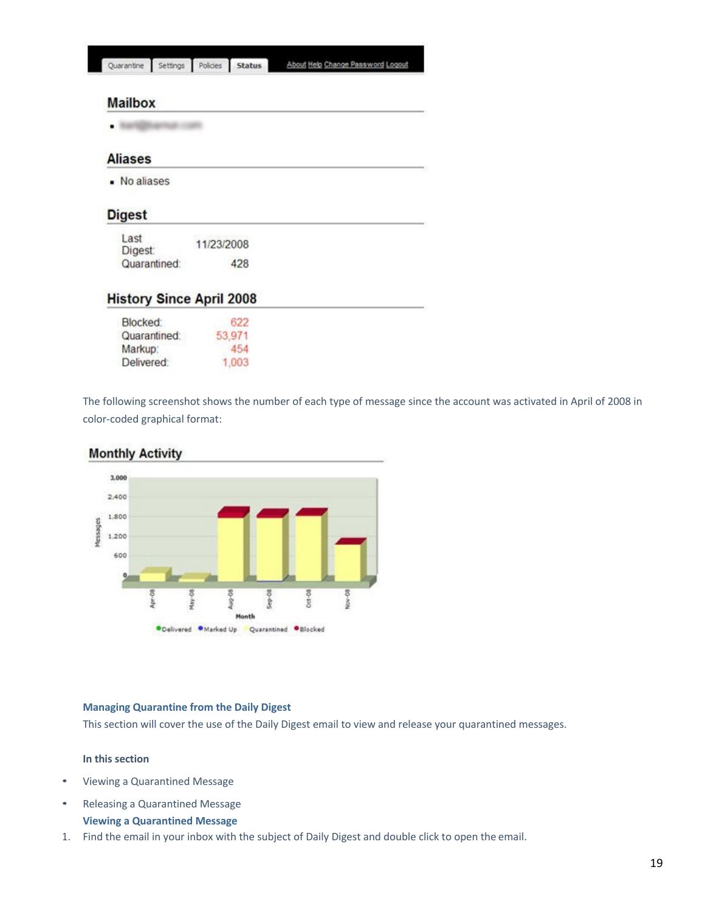The following screenshot shows the number of each type of message since the account was activated in April of 2008 in color-coded graphical format:

### Managing Quarantine from the Daily Digest

This section will cover the use of the Daily Digest email to view and release your quarantined messages.

**In this section**

- Viewing a Quarantined Message
- Releasing a Quarantined Message

### Viewing a Quarantined Message

1. Find the email in your inbox with the subject of Daily Digest and double click to open the email.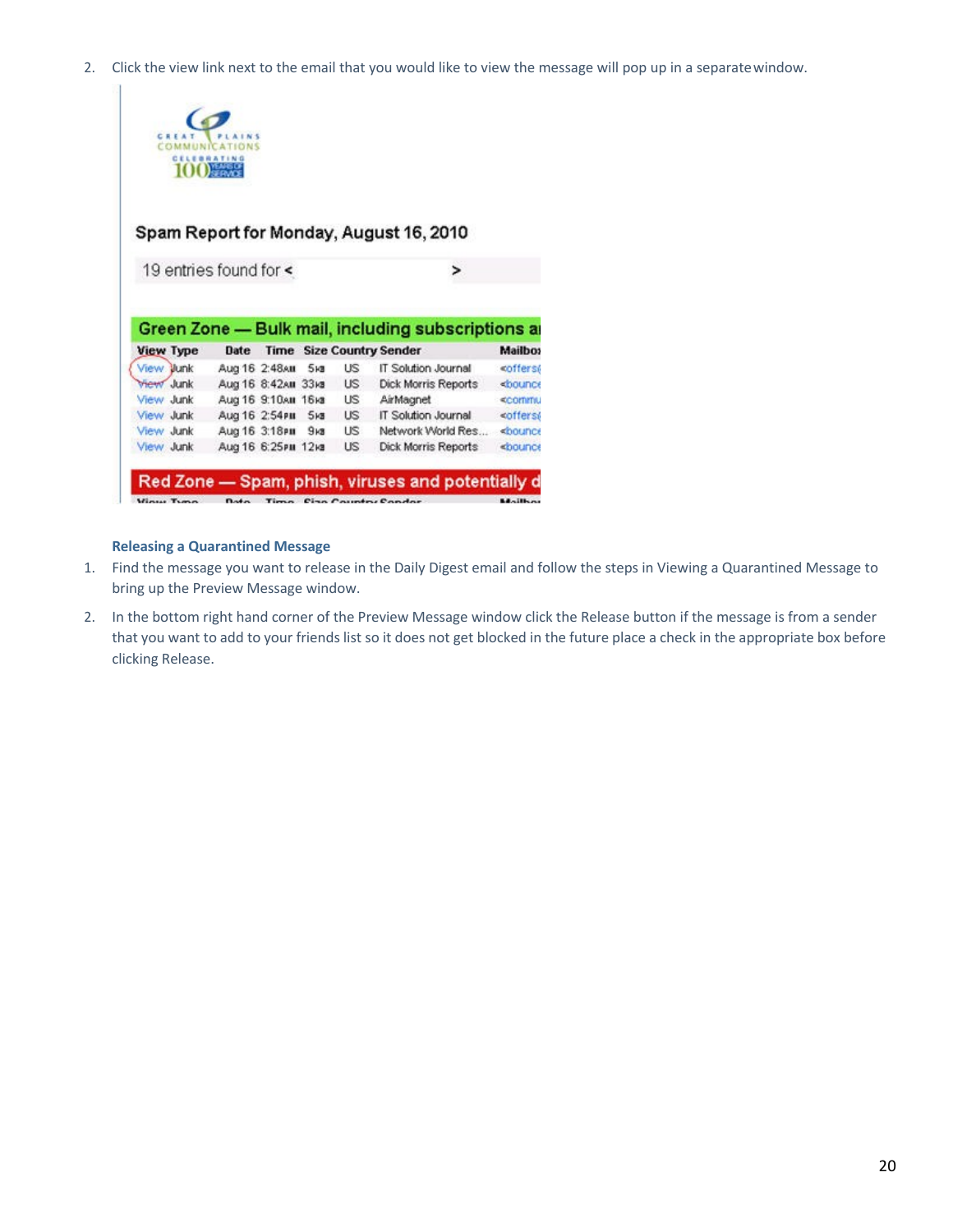2. Click the view link next to the email that you would like to view the message will pop up in a separate window.

**Releasing a Quarantined Message**

1. Find the message you want to release in the Daily Digest email and follow the steps in Viewing a Quarantined Message to bring up the Preview Message window.
2. In the bottom right hand corner of the Preview Message window click the Release button if the message is from a sender that you want to add to your friends list so it does not get blocked in the future place a check in the appropriate box before clicking Release.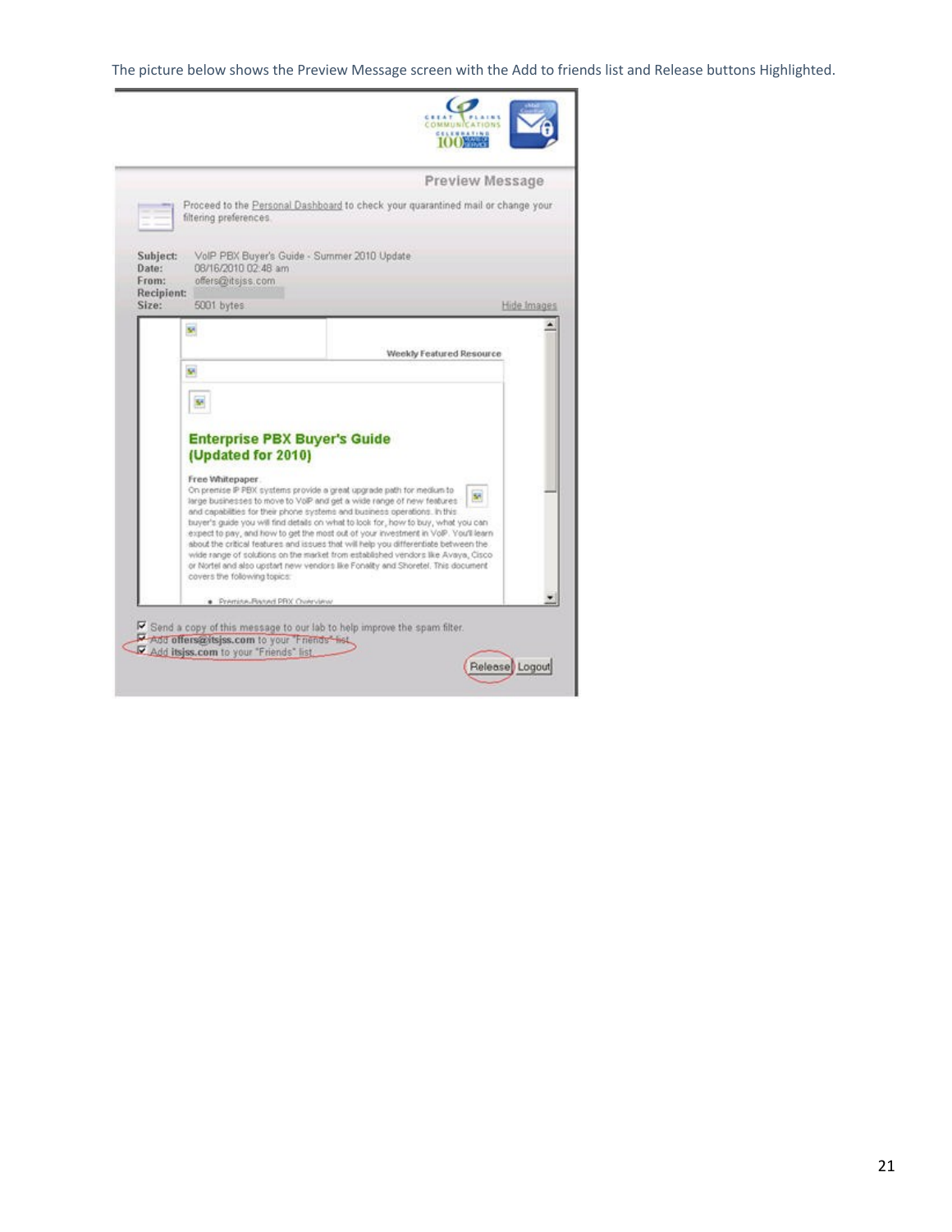The picture below shows the Preview Message screen with the Add to friends list and Release buttons Highlighted.